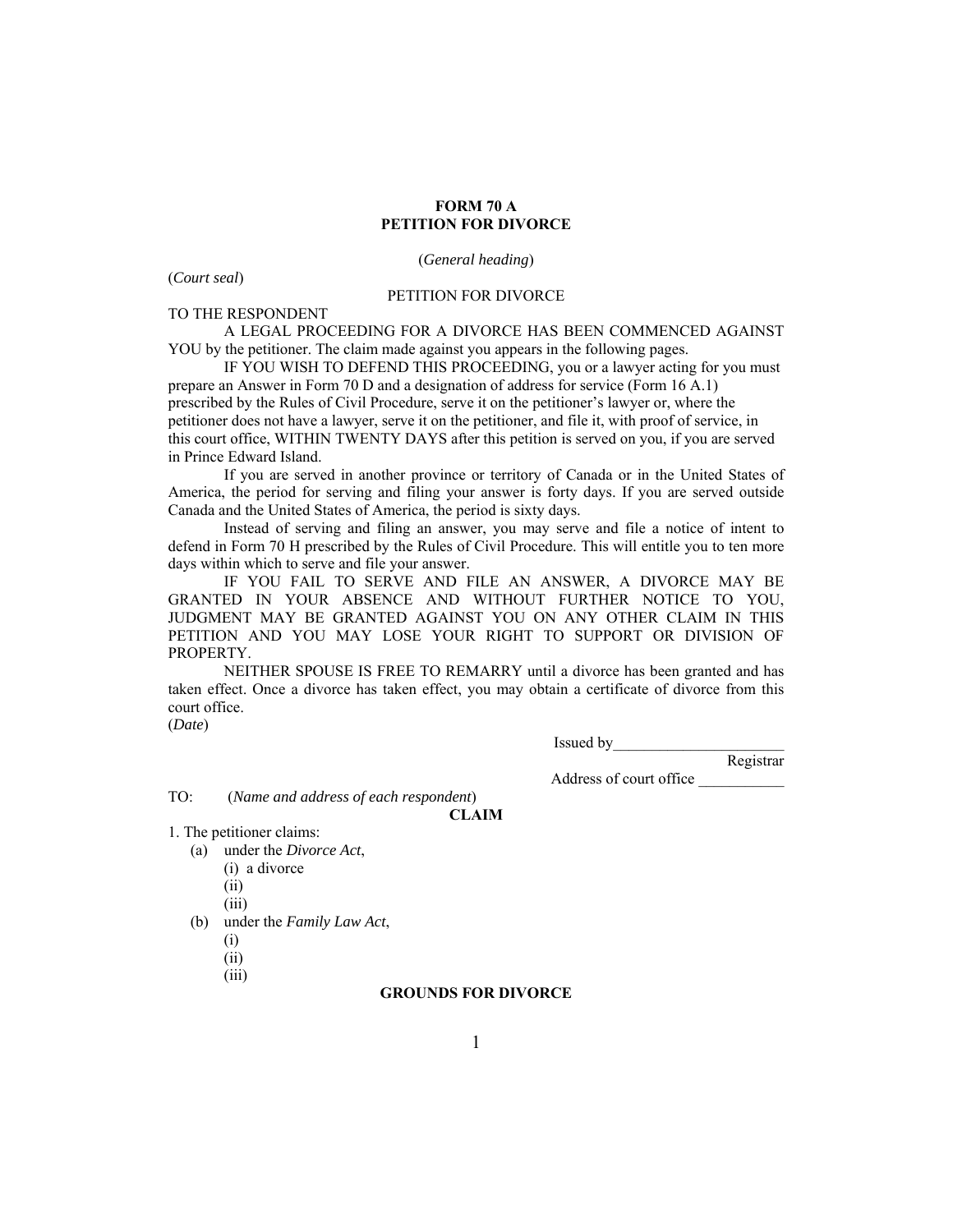# FORM 70 A
# PETITION FOR DIVORCE

(*General heading*)

(*Court seal*)

PETITION FOR DIVORCE

TO THE RESPONDENT

A LEGAL PROCEEDING FOR A DIVORCE HAS BEEN COMMENCED AGAINST YOU by the petitioner. The claim made against you appears in the following pages.

IF YOU WISH TO DEFEND THIS PROCEEDING, you or a lawyer acting for you must prepare an Answer in Form 70 D and a designation of address for service (Form 16 A.1) prescribed by the Rules of Civil Procedure, serve it on the petitioner's lawyer or, where the petitioner does not have a lawyer, serve it on the petitioner, and file it, with proof of service, in this court office, WITHIN TWENTY DAYS after this petition is served on you, if you are served in Prince Edward Island.

If you are served in another province or territory of Canada or in the United States of America, the period for serving and filing your answer is forty days. If you are served outside Canada and the United States of America, the period is sixty days.

Instead of serving and filing an answer, you may serve and file a notice of intent to defend in Form 70 H prescribed by the Rules of Civil Procedure. This will entitle you to ten more days within which to serve and file your answer.

IF YOU FAIL TO SERVE AND FILE AN ANSWER, A DIVORCE MAY BE GRANTED IN YOUR ABSENCE AND WITHOUT FURTHER NOTICE TO YOU, JUDGMENT MAY BE GRANTED AGAINST YOU ON ANY OTHER CLAIM IN THIS PETITION AND YOU MAY LOSE YOUR RIGHT TO SUPPORT OR DIVISION OF PROPERTY.

NEITHER SPOUSE IS FREE TO REMARRY until a divorce has been granted and has taken effect. Once a divorce has taken effect, you may obtain a certificate of divorce from this court office.

(*Date*)

Issued by______________________
Registrar

Address of court office ___________

TO: (*Name and address of each respondent*)

**CLAIM**

1. The petitioner claims:
   - (a) under the *Divorce Act*,
     - (i) a divorce
     - (ii)
     - (iii)
   - (b) under the *Family Law Act*,
     - (i)
     - (ii)
     - (iii)

**GROUNDS FOR DIVORCE**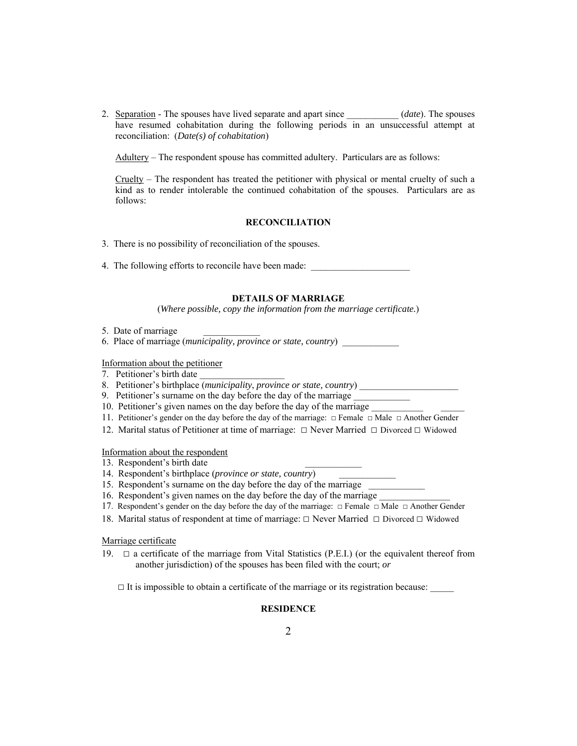2. Separation - The spouses have lived separate and apart since ___________ (*date*). The spouses have resumed cohabitation during the following periods in an unsuccessful attempt at reconciliation: (*Date(s) of cohabitation*)

   Adultery – The respondent spouse has committed adultery. Particulars are as follows:

   Cruelty – The respondent has treated the petitioner with physical or mental cruelty of such a kind as to render intolerable the continued cohabitation of the spouses. Particulars are as follows:

**RECONCILIATION**

3. There is no possibility of reconciliation of the spouses.

4. The following efforts to reconcile have been made: _____________________

**DETAILS OF MARRIAGE**

(*Where possible, copy the information from the marriage certificate.*)

5. Date of marriage ____________
6. Place of marriage (*municipality, province or state, country*) ____________

Information about the petitioner

7. Petitioner's birth date __________________
8. Petitioner's birthplace (*municipality, province or state, country*) ______________________
9. Petitioner's surname on the day before the day of the marriage ____________
10. Petitioner's given names on the day before the day of the marriage ___________ _____
11. Petitioner's gender on the day before the day of the marriage: □ Female □ Male □ Another Gender
12. Marital status of Petitioner at time of marriage: □ Never Married □ Divorced □ Widowed

Information about the respondent

13. Respondent's birth date ____________
14. Respondent's birthplace (*province or state, country*) ____________
15. Respondent's surname on the day before the day of the marriage ____________
16. Respondent's given names on the day before the day of the marriage _______________
17. Respondent's gender on the day before the day of the marriage: □ Female □ Male □ Another Gender
18. Marital status of respondent at time of marriage: □ Never Married □ Divorced □ Widowed

Marriage certificate

19. □ a certificate of the marriage from Vital Statistics (P.E.I.) (or the equivalent thereof from another jurisdiction) of the spouses has been filed with the court; *or*

    □ It is impossible to obtain a certificate of the marriage or its registration because: _____

**RESIDENCE**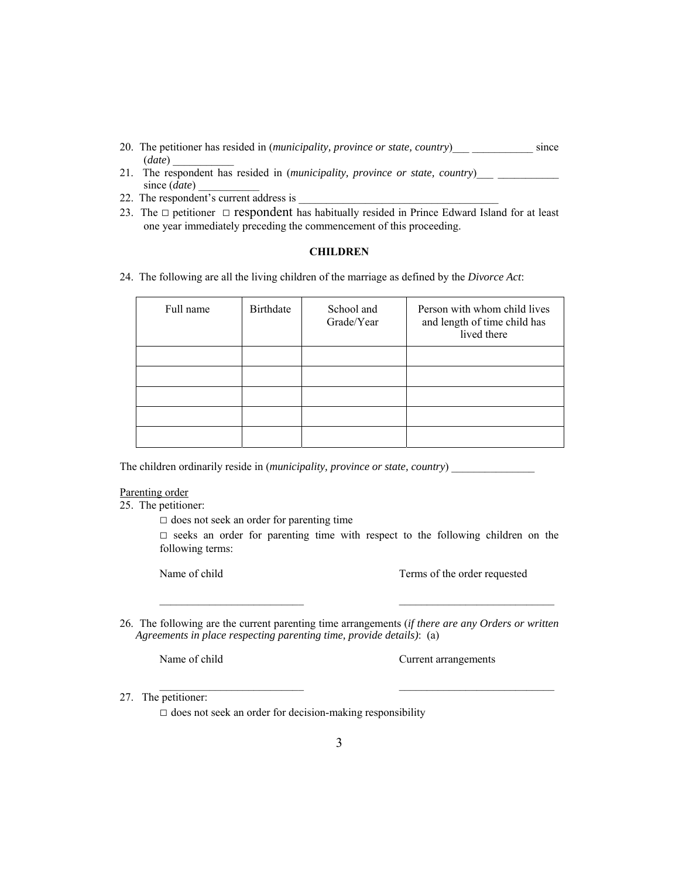20. The petitioner has resided in (*municipality, province or state, country*)___ ___________ since (*date*) ___________
21. The respondent has resided in (*municipality, province or state, country*)___ ___________ since (*date*) ___________
22. The respondent's current address is ____________________________________
23. The □ petitioner □ respondent has habitually resided in Prince Edward Island for at least one year immediately preceding the commencement of this proceeding.

## CHILDREN

24. The following are all the living children of the marriage as defined by the *Divorce Act*:

| Full name | Birthdate | School and Grade/Year | Person with whom child lives and length of time child has lived there |
|---|---|---|---|
| | | | |
| | | | |
| | | | |
| | | | |
| | | | |

The children ordinarily reside in (*municipality, province or state, country*) _______________

Parenting order

25. The petitioner:

 □ does not seek an order for parenting time

 □ seeks an order for parenting time with respect to the following children on the following terms:

 Name of child                    Terms of the order requested

 __________________________            ____________________________

26. The following are the current parenting time arrangements (*if there are any Orders or written Agreements in place respecting parenting time, provide details)*: (a)

 Name of child                    Current arrangements

 __________________________            ____________________________

27. The petitioner:

 □ does not seek an order for decision-making responsibility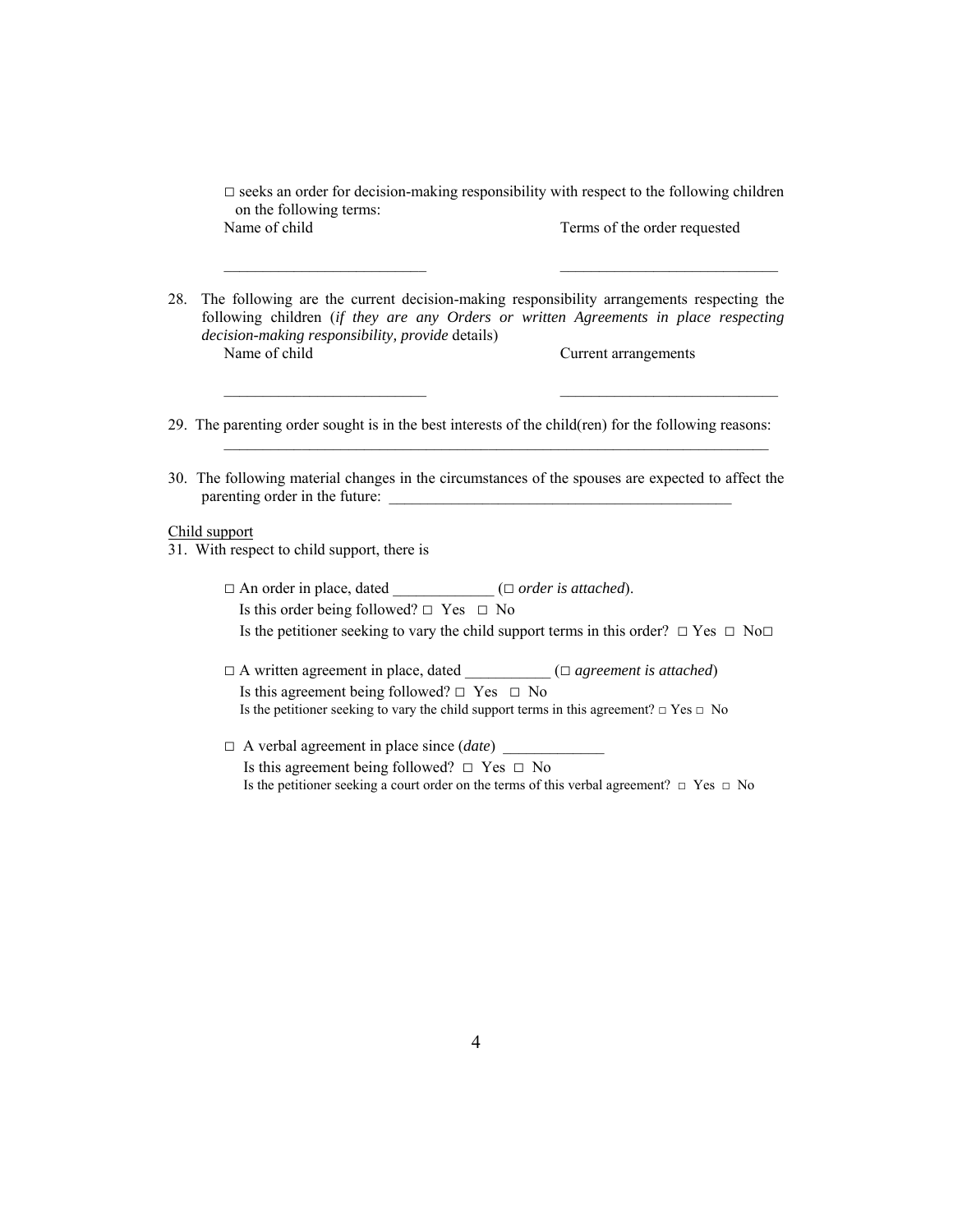□ seeks an order for decision-making responsibility with respect to the following children on the following terms:

| Name of child | Terms of the order requested |
| --- | --- |
| ___________________________ | _____________________________ |

28. The following are the current decision-making responsibility arrangements respecting the following children (*if they are any Orders or written Agreements in place respecting decision-making responsibility, provide* details)

| Name of child | Current arrangements |
| --- | --- |
| ___________________________ | _____________________________ |

29. The parenting order sought is in the best interests of the child(ren) for the following reasons: _________________________________________________________________________

30. The following material changes in the circumstances of the spouses are expected to affect the parenting order in the future: _______________________________________________

Child support

31. With respect to child support, there is

□ An order in place, dated _____________ (□ *order is attached*).
Is this order being followed? □ Yes □ No
Is the petitioner seeking to vary the child support terms in this order? □ Yes □ No□

□ A written agreement in place, dated ___________ (□ *agreement is attached*)
Is this agreement being followed? □ Yes □ No
Is the petitioner seeking to vary the child support terms in this agreement? □ Yes □ No

□ A verbal agreement in place since (*date*) _____________
Is this agreement being followed? □ Yes □ No
Is the petitioner seeking a court order on the terms of this verbal agreement? □ Yes □ No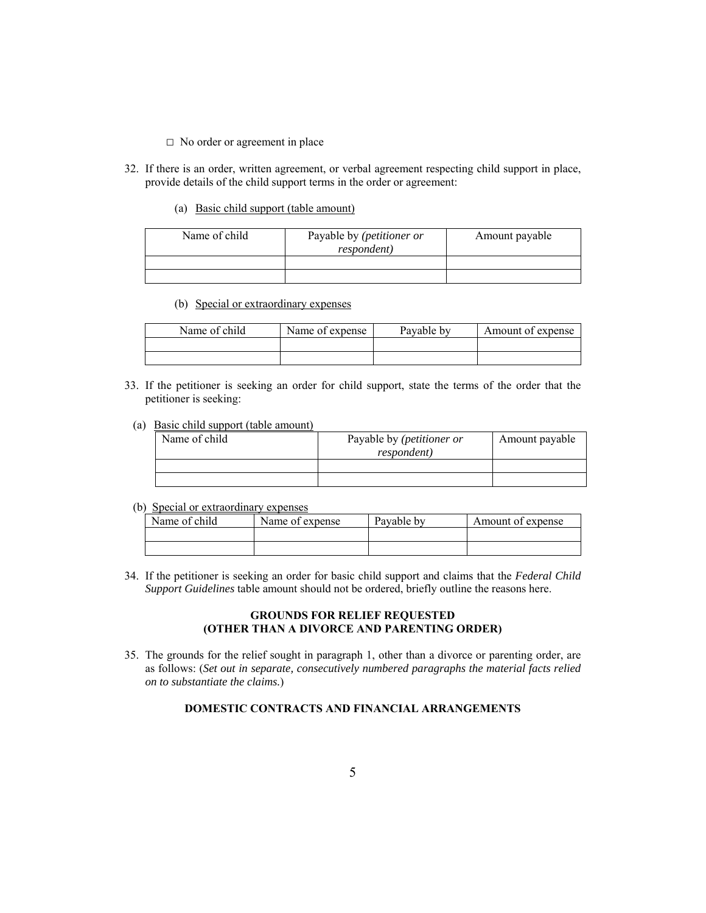□ No order or agreement in place

32. If there is an order, written agreement, or verbal agreement respecting child support in place, provide details of the child support terms in the order or agreement:

(a) Basic child support (table amount)

| Name of child | Payable by *(petitioner or respondent)* | Amount payable |
| --- | --- | --- |
| | | |
| | | |

(b) Special or extraordinary expenses

| Name of child | Name of expense | Payable by | Amount of expense |
| --- | --- | --- | --- |
| | | | |
| | | | |

33. If the petitioner is seeking an order for child support, state the terms of the order that the petitioner is seeking:

(a) Basic child support (table amount)

| Name of child | Payable by *(petitioner or respondent)* | Amount payable |
| --- | --- | --- |
| | | |
| | | |

(b) Special or extraordinary expenses

| Name of child | Name of expense | Payable by | Amount of expense |
| --- | --- | --- | --- |
| | | | |
| | | | |

34. If the petitioner is seeking an order for basic child support and claims that the *Federal Child Support Guidelines* table amount should not be ordered, briefly outline the reasons here.

**GROUNDS FOR RELIEF REQUESTED**
**(OTHER THAN A DIVORCE AND PARENTING ORDER)**

35. The grounds for the relief sought in paragraph 1, other than a divorce or parenting order, are as follows: (*Set out in separate, consecutively numbered paragraphs the material facts relied on to substantiate the claims.*)

**DOMESTIC CONTRACTS AND FINANCIAL ARRANGEMENTS**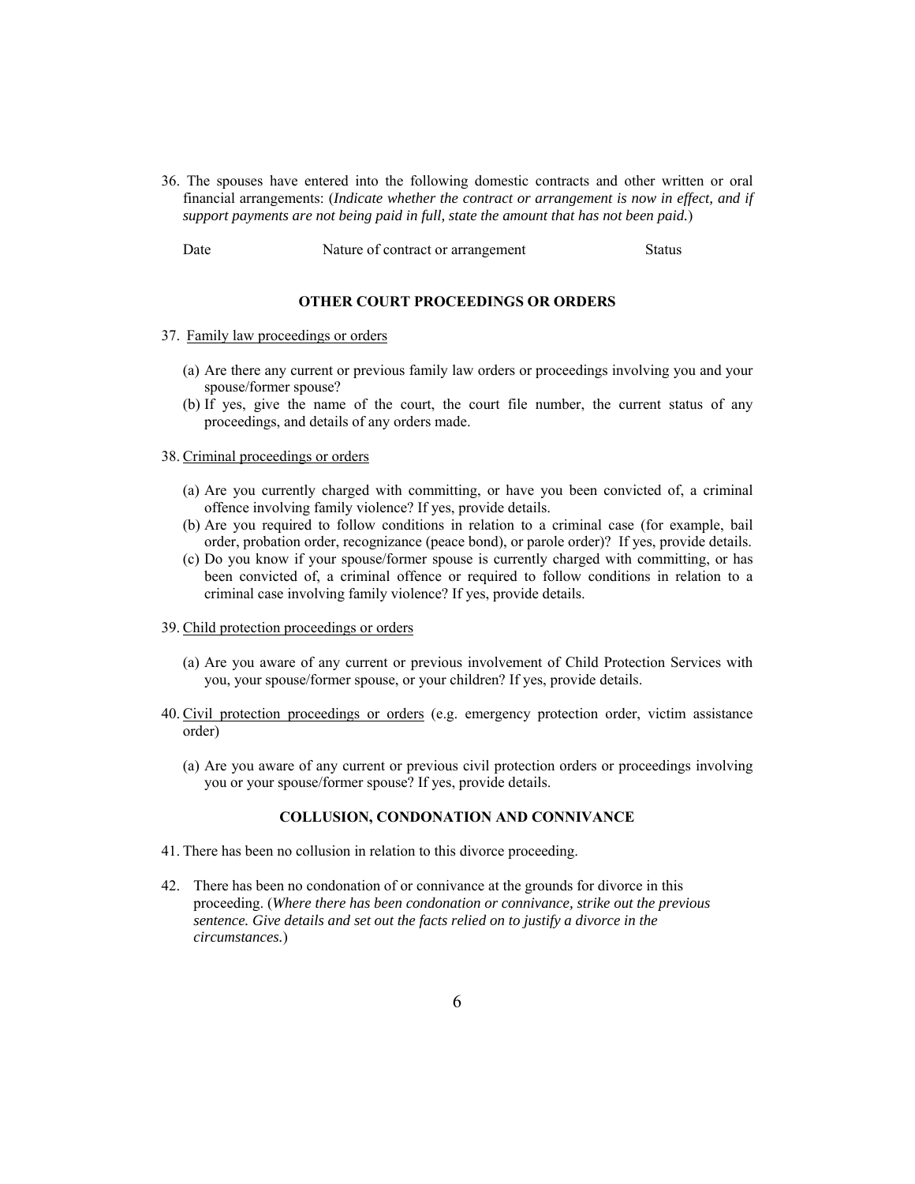36. The spouses have entered into the following domestic contracts and other written or oral financial arrangements: (*Indicate whether the contract or arrangement is now in effect, and if support payments are not being paid in full, state the amount that has not been paid.*)

| Date | Nature of contract or arrangement | Status |
|---|---|---|

## OTHER COURT PROCEEDINGS OR ORDERS

37. Family law proceedings or orders

   (a) Are there any current or previous family law orders or proceedings involving you and your spouse/former spouse?

   (b) If yes, give the name of the court, the court file number, the current status of any proceedings, and details of any orders made.

38. Criminal proceedings or orders

   (a) Are you currently charged with committing, or have you been convicted of, a criminal offence involving family violence? If yes, provide details.

   (b) Are you required to follow conditions in relation to a criminal case (for example, bail order, probation order, recognizance (peace bond), or parole order)? If yes, provide details.

   (c) Do you know if your spouse/former spouse is currently charged with committing, or has been convicted of, a criminal offence or required to follow conditions in relation to a criminal case involving family violence? If yes, provide details.

39. Child protection proceedings or orders

   (a) Are you aware of any current or previous involvement of Child Protection Services with you, your spouse/former spouse, or your children? If yes, provide details.

40. Civil protection proceedings or orders (e.g. emergency protection order, victim assistance order)

   (a) Are you aware of any current or previous civil protection orders or proceedings involving you or your spouse/former spouse? If yes, provide details.

## COLLUSION, CONDONATION AND CONNIVANCE

41. There has been no collusion in relation to this divorce proceeding.

42. There has been no condonation of or connivance at the grounds for divorce in this proceeding. (*Where there has been condonation or connivance, strike out the previous sentence. Give details and set out the facts relied on to justify a divorce in the circumstances.*)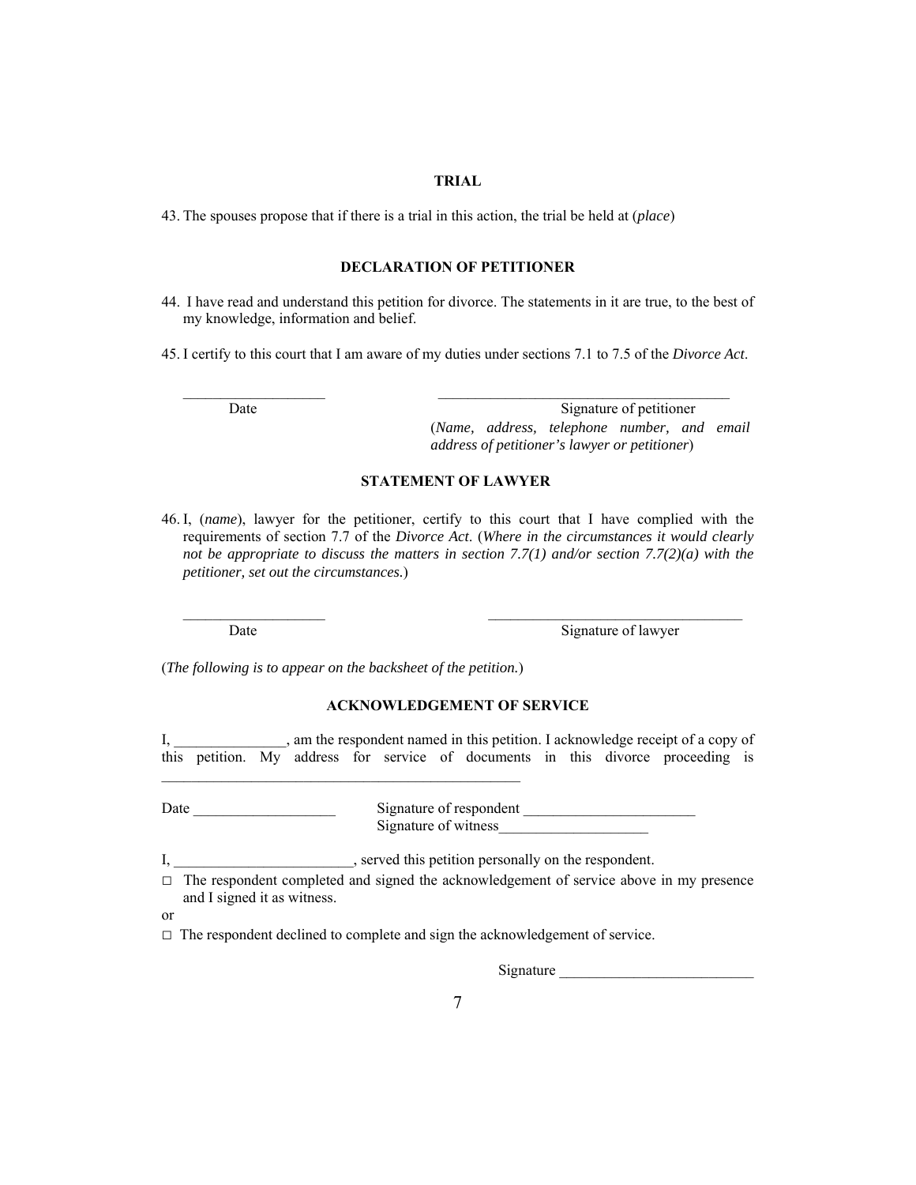**TRIAL**

43. The spouses propose that if there is a trial in this action, the trial be held at (*place*)

**DECLARATION OF PETITIONER**

44. I have read and understand this petition for divorce. The statements in it are true, to the best of my knowledge, information and belief.

45. I certify to this court that I am aware of my duties under sections 7.1 to 7.5 of the *Divorce Act*.

____________________ ____________________________________________

Date Signature of petitioner

(*Name, address, telephone number, and email address of petitioner's lawyer or petitioner*)

**STATEMENT OF LAWYER**

46. I, (*name*), lawyer for the petitioner, certify to this court that I have complied with the requirements of section 7.7 of the *Divorce Act*. (*Where in the circumstances it would clearly not be appropriate to discuss the matters in section 7.7(1) and/or section 7.7(2)(a) with the petitioner, set out the circumstances.*)

____________________ ____________________________________

Date Signature of lawyer

(*The following is to appear on the backsheet of the petition.*)

**ACKNOWLEDGEMENT OF SERVICE**

I, _______________, am the respondent named in this petition. I acknowledge receipt of a copy of this petition. My address for service of documents in this divorce proceeding is ___________________________________________________

Date ___________________ Signature of respondent _______________________

Signature of witness____________________

I, ________________________, served this petition personally on the respondent.

□ The respondent completed and signed the acknowledgement of service above in my presence and I signed it as witness.

or

□ The respondent declined to complete and sign the acknowledgement of service.

Signature __________________________